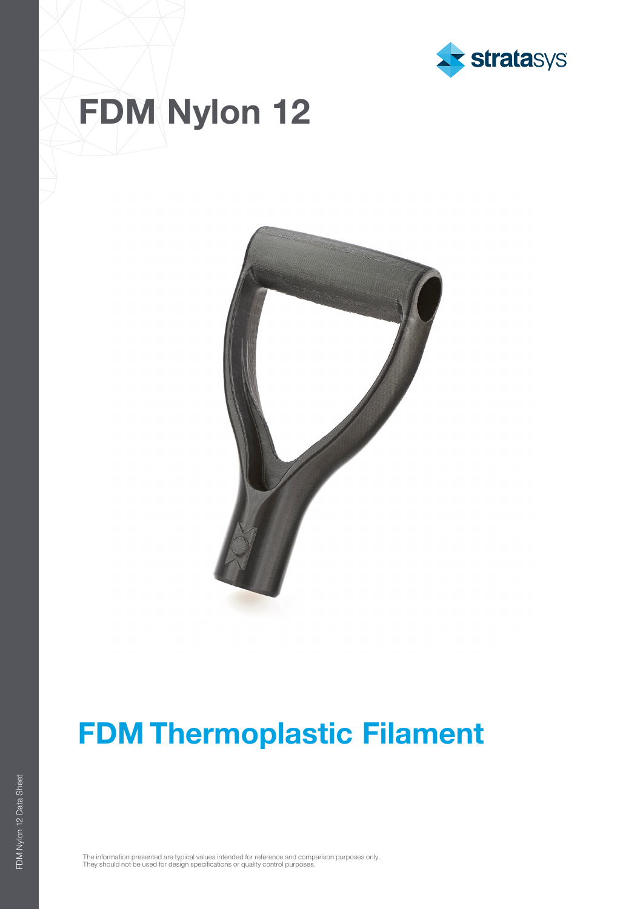# FDM Nylon 12

## FDM Thermoplastic Filament

The information presented are typical values intended for reference and comparison purposes only.
They should not be used for design specifications or quality control purposes.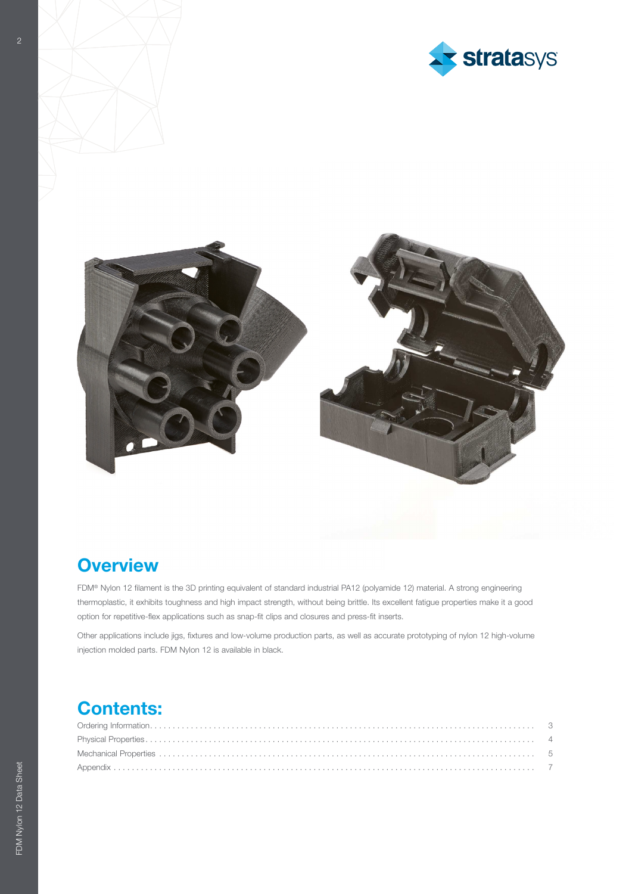## Overview

FDM® Nylon 12 filament is the 3D printing equivalent of standard industrial PA12 (polyamide 12) material. A strong engineering thermoplastic, it exhibits toughness and high impact strength, without being brittle. Its excellent fatigue properties make it a good option for repetitive-flex applications such as snap-fit clips and closures and press-fit inserts.

Other applications include jigs, fixtures and low-volume production parts, as well as accurate prototyping of nylon 12 high-volume injection molded parts. FDM Nylon 12 is available in black.

## Contents:

- Ordering Information . . . . . 3
- Physical Properties . . . . . 4
- Mechanical Properties . . . . . 5
- Appendix . . . . . 7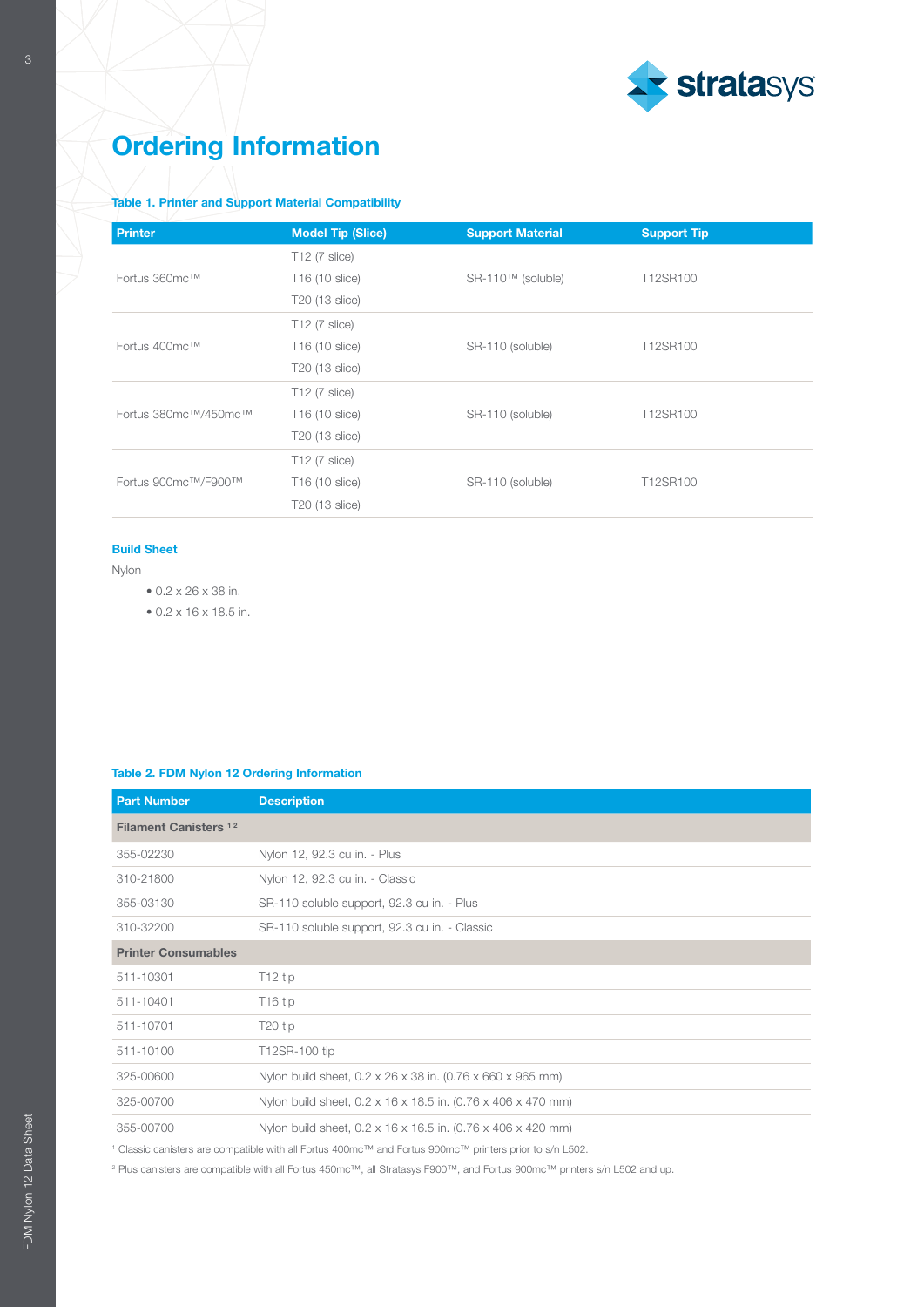# Ordering Information

**Table 1. Printer and Support Material Compatibility**

| Printer | Model Tip (Slice) | Support Material | Support Tip |
|---|---|---|---|
| Fortus 360mc™ | T12 (7 slice)<br>T16 (10 slice)<br>T20 (13 slice) | SR-110™ (soluble) | T12SR100 |
| Fortus 400mc™ | T12 (7 slice)<br>T16 (10 slice)<br>T20 (13 slice) | SR-110 (soluble) | T12SR100 |
| Fortus 380mc™/450mc™ | T12 (7 slice)<br>T16 (10 slice)<br>T20 (13 slice) | SR-110 (soluble) | T12SR100 |
| Fortus 900mc™/F900™ | T12 (7 slice)<br>T16 (10 slice)<br>T20 (13 slice) | SR-110 (soluble) | T12SR100 |

**Build Sheet**

Nylon

- 0.2 x 26 x 38 in.
- 0.2 x 16 x 18.5 in.

**Table 2. FDM Nylon 12 Ordering Information**

| Part Number | Description |
|---|---|
| **Filament Canisters** [1 2] | |
| 355-02230 | Nylon 12, 92.3 cu in. - Plus |
| 310-21800 | Nylon 12, 92.3 cu in. - Classic |
| 355-03130 | SR-110 soluble support, 92.3 cu in. - Plus |
| 310-32200 | SR-110 soluble support, 92.3 cu in. - Classic |
| **Printer Consumables** | |
| 511-10301 | T12 tip |
| 511-10401 | T16 tip |
| 511-10701 | T20 tip |
| 511-10100 | T12SR-100 tip |
| 325-00600 | Nylon build sheet, 0.2 x 26 x 38 in. (0.76 x 660 x 965 mm) |
| 325-00700 | Nylon build sheet, 0.2 x 16 x 18.5 in. (0.76 x 406 x 470 mm) |
| 355-00700 | Nylon build sheet, 0.2 x 16 x 16.5 in. (0.76 x 406 x 420 mm) |

[1] Classic canisters are compatible with all Fortus 400mc™ and Fortus 900mc™ printers prior to s/n L502.

[2] Plus canisters are compatible with all Fortus 450mc™, all Stratasys F900™, and Fortus 900mc™ printers s/n L502 and up.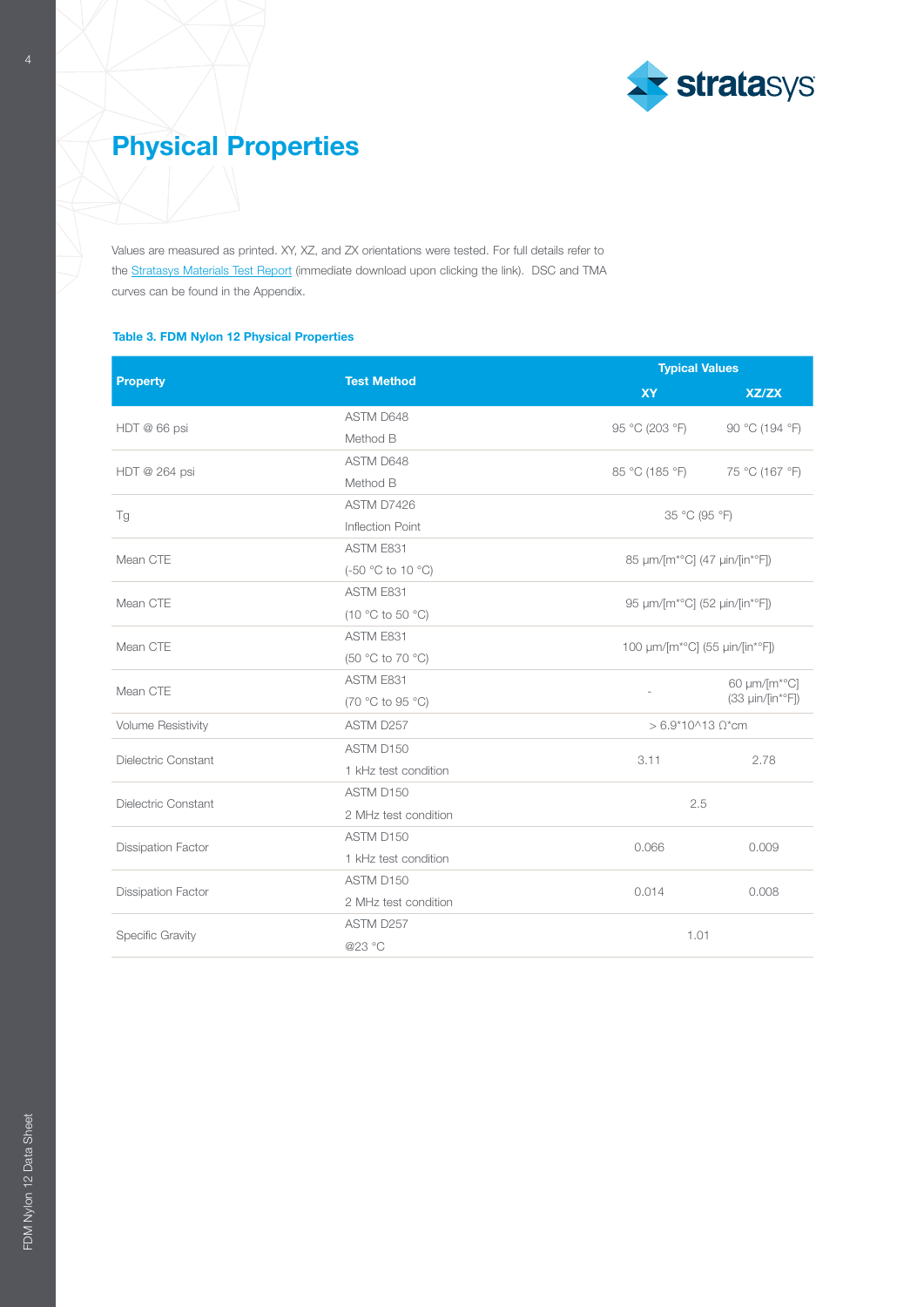# Physical Properties

Values are measured as printed. XY, XZ, and ZX orientations were tested. For full details refer to the Stratasys Materials Test Report (immediate download upon clicking the link). DSC and TMA curves can be found in the Appendix.

**Table 3. FDM Nylon 12 Physical Properties**

| Property | Test Method | Typical Values | |
|---|---|---|---|
| | | XY | XZ/ZX |
| HDT @ 66 psi | ASTM D648 Method B | 95 °C (203 °F) | 90 °C (194 °F) |
| HDT @ 264 psi | ASTM D648 Method B | 85 °C (185 °F) | 75 °C (167 °F) |
| Tg | ASTM D7426 Inflection Point | 35 °C (95 °F) | |
| Mean CTE | ASTM E831 (-50 °C to 10 °C) | 85 μm/[m*°C] (47 μin/[in*°F]) | |
| Mean CTE | ASTM E831 (10 °C to 50 °C) | 95 μm/[m*°C] (52 μin/[in*°F]) | |
| Mean CTE | ASTM E831 (50 °C to 70 °C) | 100 μm/[m*°C] (55 μin/[in*°F]) | |
| Mean CTE | ASTM E831 (70 °C to 95 °C) | - | 60 μm/[m*°C] (33 μin/[in*°F]) |
| Volume Resistivity | ASTM D257 | > 6.9*10^13 Ω*cm | |
| Dielectric Constant | ASTM D150 1 kHz test condition | 3.11 | 2.78 |
| Dielectric Constant | ASTM D150 2 MHz test condition | 2.5 | |
| Dissipation Factor | ASTM D150 1 kHz test condition | 0.066 | 0.009 |
| Dissipation Factor | ASTM D150 2 MHz test condition | 0.014 | 0.008 |
| Specific Gravity | ASTM D257 @23 °C | 1.01 | |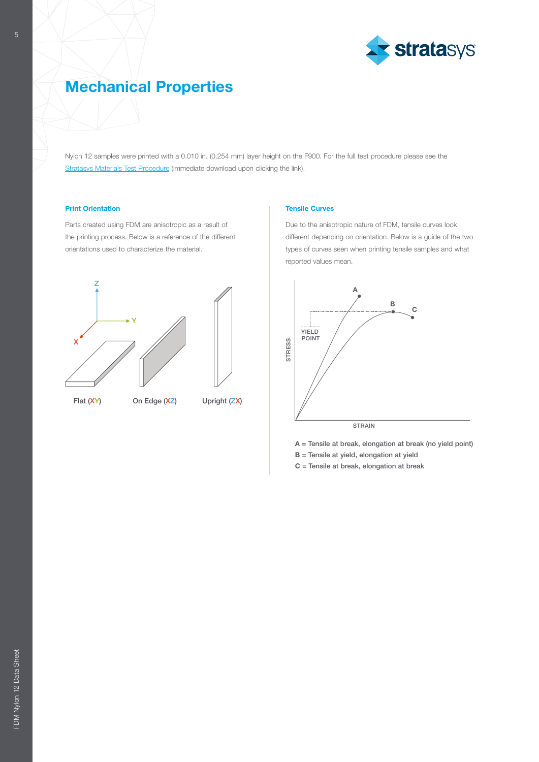# Mechanical Properties

Nylon 12 samples were printed with a 0.010 in. (0.254 mm) layer height on the F900. For the full test procedure please see the Stratasys Materials Test Procedure (immediate download upon clicking the link).

### Print Orientation

Parts created using FDM are anisotropic as a result of the printing process. Below is a reference of the different orientations used to characterize the material.

Flat (XY) On Edge (XZ) Upright (ZX)

### Tensile Curves

Due to the anisotropic nature of FDM, tensile curves look different depending on orientation. Below is a guide of the two types of curves seen when printing tensile samples and what reported values mean.

**A** = Tensile at break, elongation at break (no yield point)
**B** = Tensile at yield, elongation at yield
**C** = Tensile at break, elongation at break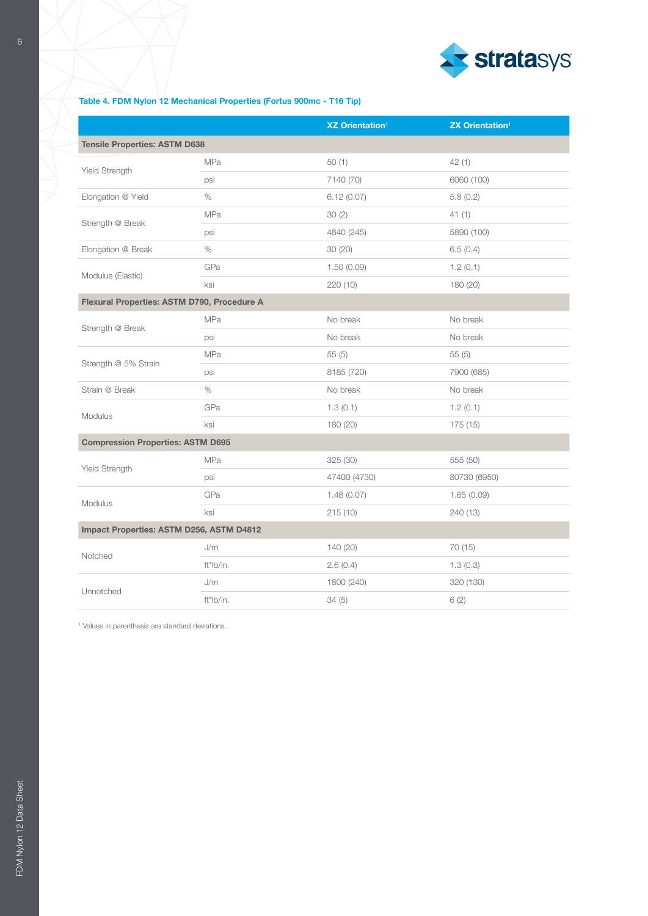### Table 4. FDM Nylon 12 Mechanical Properties (Fortus 900mc - T16 Tip)

| | | XZ Orientation[1] | ZX Orientation[1] |
|---|---|---|---|
| **Tensile Properties: ASTM D638** | | | |
| Yield Strength | MPa | 50 (1) | 42 (1) |
| | psi | 7140 (70) | 6060 (100) |
| Elongation @ Yield | % | 6.12 (0.07) | 5.8 (0.2) |
| Strength @ Break | MPa | 30 (2) | 41 (1) |
| | psi | 4840 (245) | 5890 (100) |
| Elongation @ Break | % | 30 (20) | 6.5 (0.4) |
| Modulus (Elastic) | GPa | 1.50 (0.09) | 1.2 (0.1) |
| | ksi | 220 (10) | 180 (20) |
| **Flexural Properties: ASTM D790, Procedure A** | | | |
| Strength @ Break | MPa | No break | No break |
| | psi | No break | No break |
| Strength @ 5% Strain | MPa | 55 (5) | 55 (5) |
| | psi | 8185 (720) | 7900 (685) |
| Strain @ Break | % | No break | No break |
| Modulus | GPa | 1.3 (0.1) | 1.2 (0.1) |
| | ksi | 180 (20) | 175 (15) |
| **Compression Properties: ASTM D695** | | | |
| Yield Strength | MPa | 325 (30) | 555 (50) |
| | psi | 47400 (4730) | 80730 (6950) |
| Modulus | GPa | 1.48 (0.07) | 1.65 (0.09) |
| | ksi | 215 (10) | 240 (13) |
| **Impact Properties: ASTM D256, ASTM D4812** | | | |
| Notched | J/m | 140 (20) | 70 (15) |
| | ft*lb/in. | 2.6 (0.4) | 1.3 (0.3) |
| Unnotched | J/m | 1800 (240) | 320 (130) |
| | ft*lb/in. | 34 (5) | 6 (2) |

[1] Values in parenthesis are standard deviations.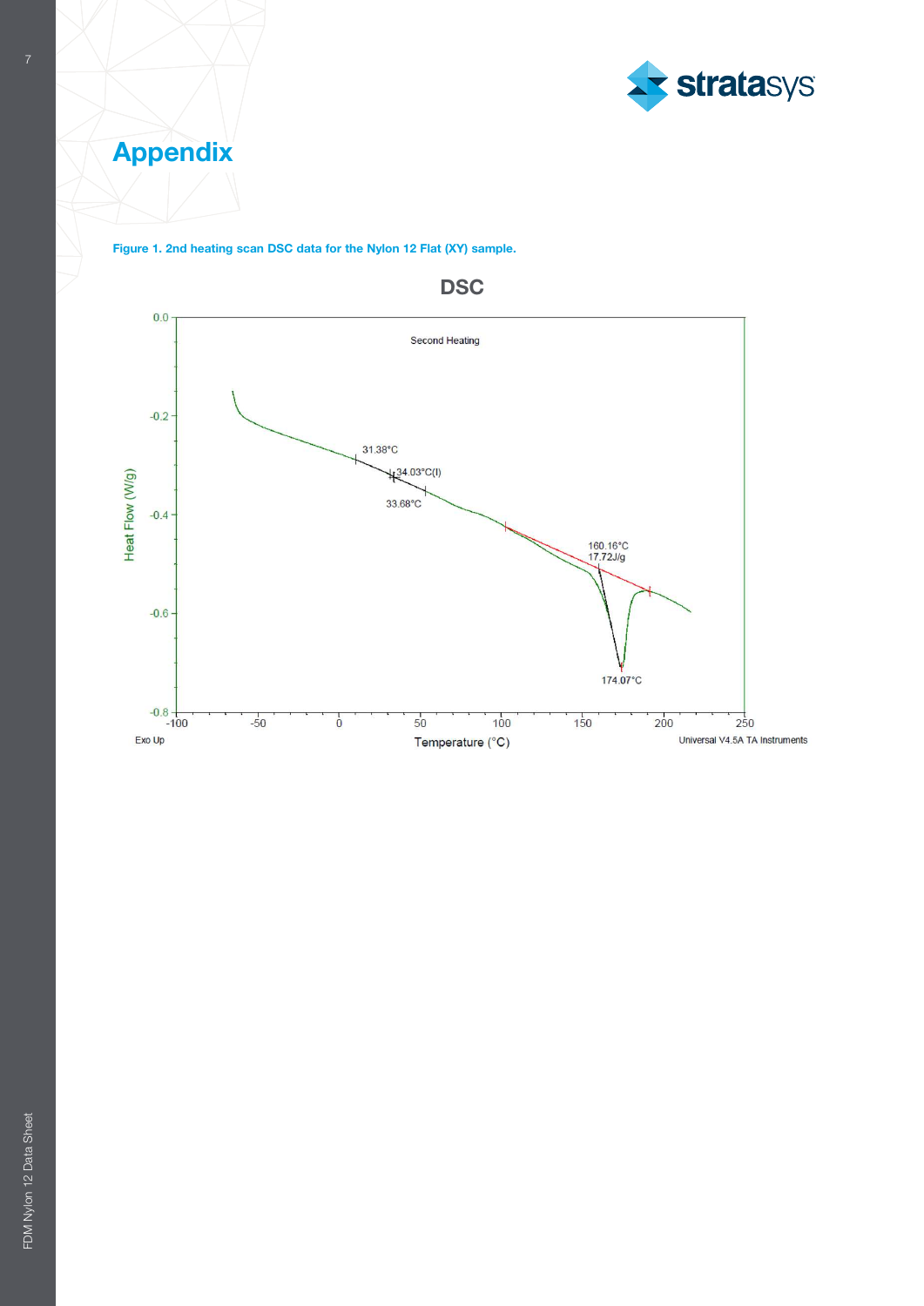# Appendix

**Figure 1. 2nd heating scan DSC data for the Nylon 12 Flat (XY) sample.**

DSC

Second Heating

31.38°C

34.03°C(I)

33.68°C

160.16°C
17.72J/g

174.07°C

Heat Flow (W/g)

Temperature (°C)

Exo Up

Universal V4.5A TA Instruments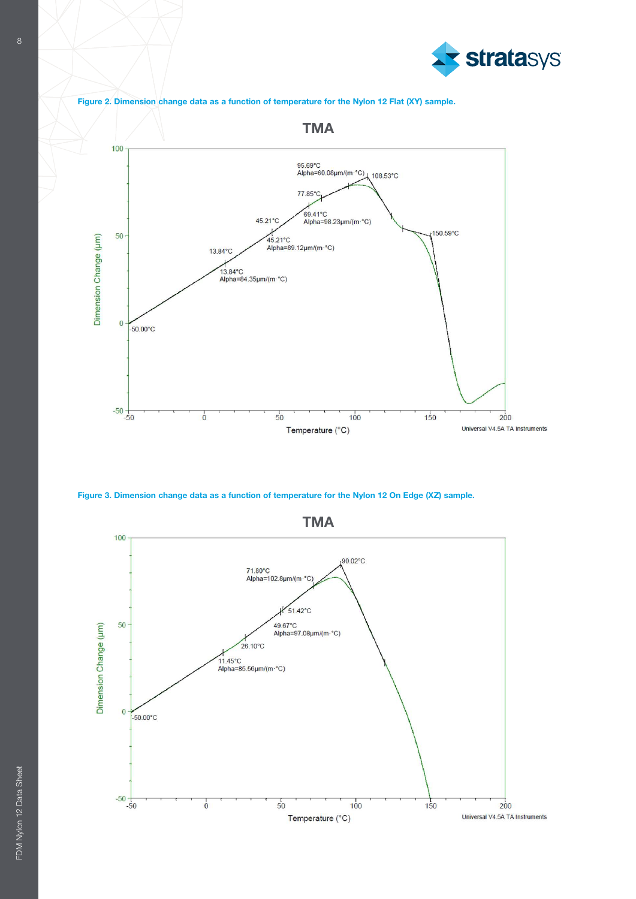**Figure 2. Dimension change data as a function of temperature for the Nylon 12 Flat (XY) sample.**

**Figure 3. Dimension change data as a function of temperature for the Nylon 12 On Edge (XZ) sample.**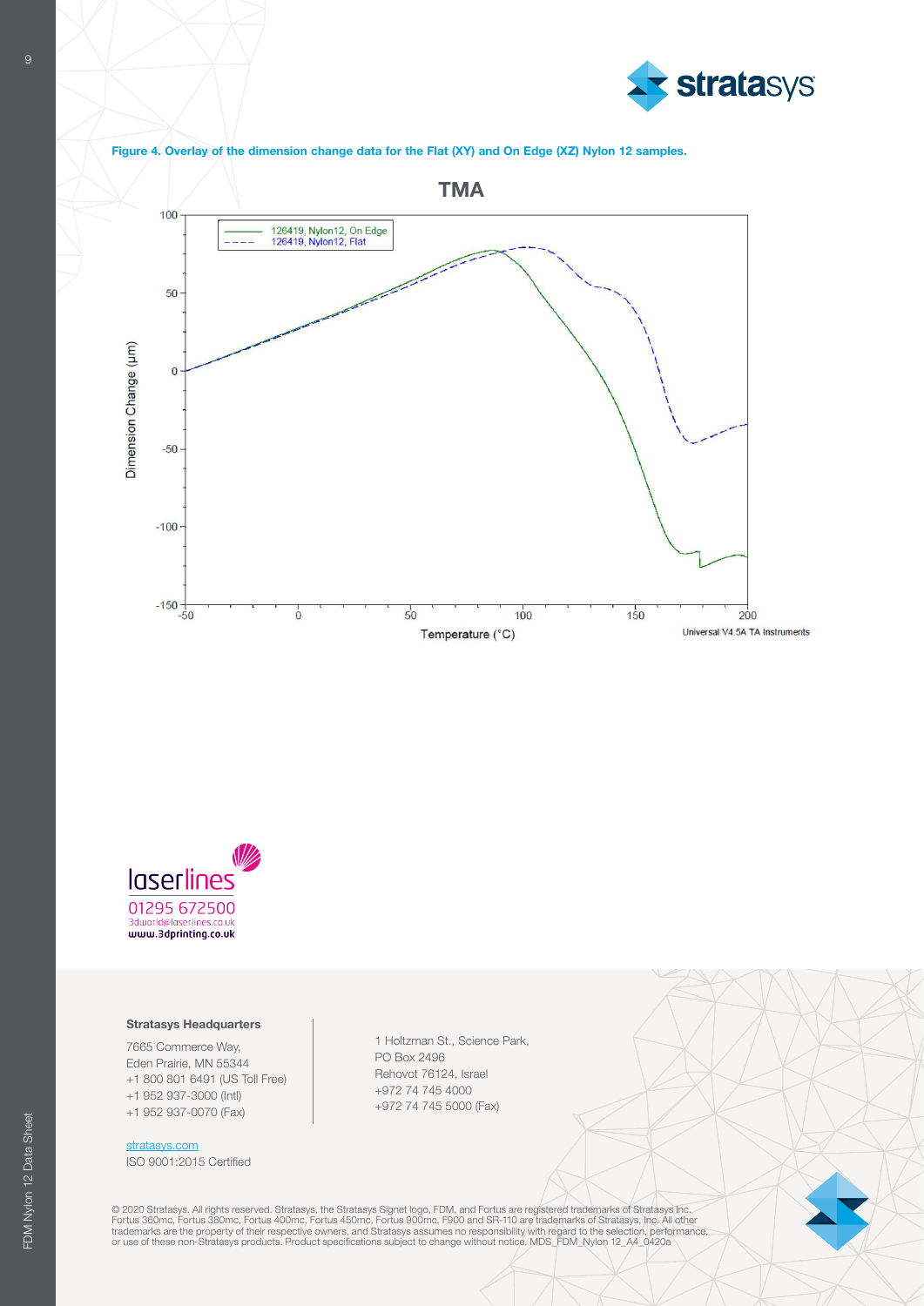**Figure 4. Overlay of the dimension change data for the Flat (XY) and On Edge (XZ) Nylon 12 samples.**

TMA

126419, Nylon12, On Edge
126419, Nylon12, Flat

Dimension Change (µm)

100
50
0
-50
-100
-150

-50
0
50
100
150
200

Temperature (°C)

Universal V4.5A TA Instruments

laserlines
01295 672500
3dworld@laserlines.co.uk
www.3dprinting.co.uk

**Stratasys Headquarters**

7665 Commerce Way,
Eden Prairie, MN 55344
+1 800 801 6491 (US Toll Free)
+1 952 937-3000 (Intl)
+1 952 937-0070 (Fax)

stratasys.com
ISO 9001:2015 Certified

1 Holtzman St., Science Park,
PO Box 2496
Rehovot 76124, Israel
+972 74 745 4000
+972 74 745 5000 (Fax)

© 2020 Stratasys. All rights reserved. Stratasys, the Stratasys Signet logo, FDM, and Fortus are registered trademarks of Stratasys Inc. Fortus 360mc, Fortus 380mc, Fortus 400mc, Fortus 450mc, Fortus 900mc, F900 and SR-110 are trademarks of Stratasys, Inc. All other trademarks are the property of their respective owners, and Stratasys assumes no responsibility with regard to the selection, performance, or use of these non-Stratasys products. Product specifications subject to change without notice. MDS_FDM_Nylon 12_A4_0420a